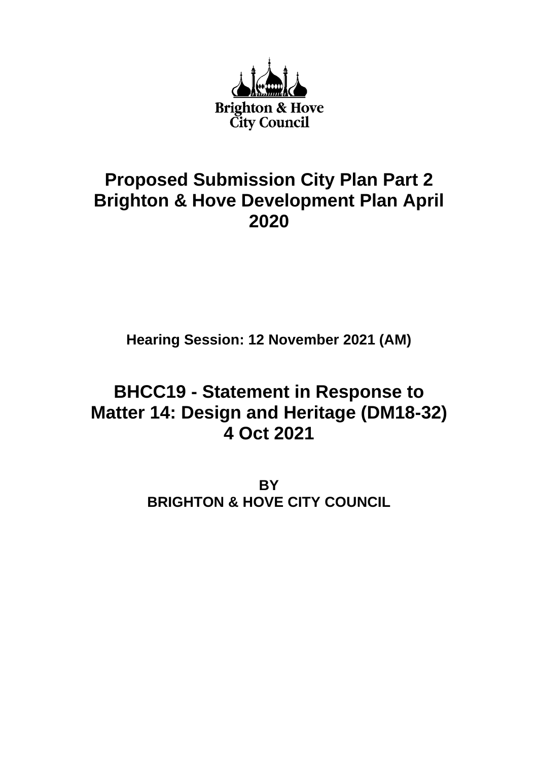Brighton & Hove City Council

# Proposed Submission City Plan Part 2 Brighton & Hove Development Plan April 2020

**Hearing Session: 12 November 2021 (AM)**

# BHCC19 - Statement in Response to Matter 14: Design and Heritage (DM18-32) 4 Oct 2021

**BY**
**BRIGHTON & HOVE CITY COUNCIL**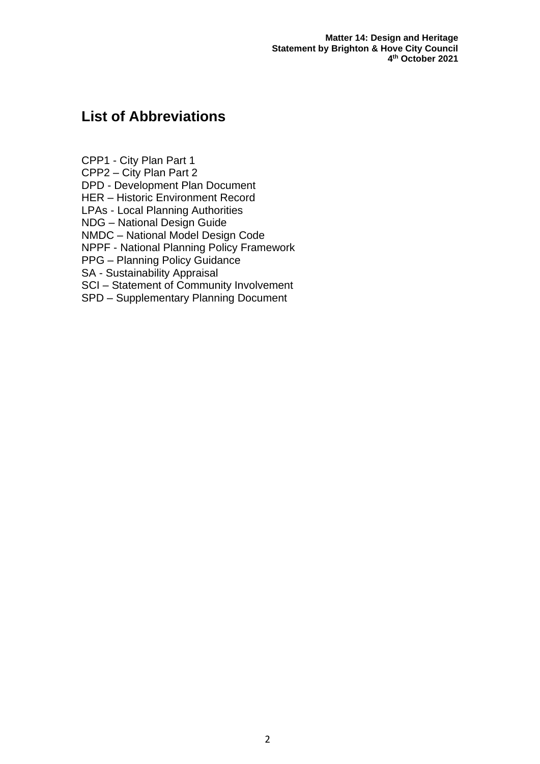## List of Abbreviations

CPP1 - City Plan Part 1
CPP2 – City Plan Part 2
DPD - Development Plan Document
HER – Historic Environment Record
LPAs - Local Planning Authorities
NDG – National Design Guide
NMDC – National Model Design Code
NPPF - National Planning Policy Framework
PPG – Planning Policy Guidance
SA - Sustainability Appraisal
SCI – Statement of Community Involvement
SPD – Supplementary Planning Document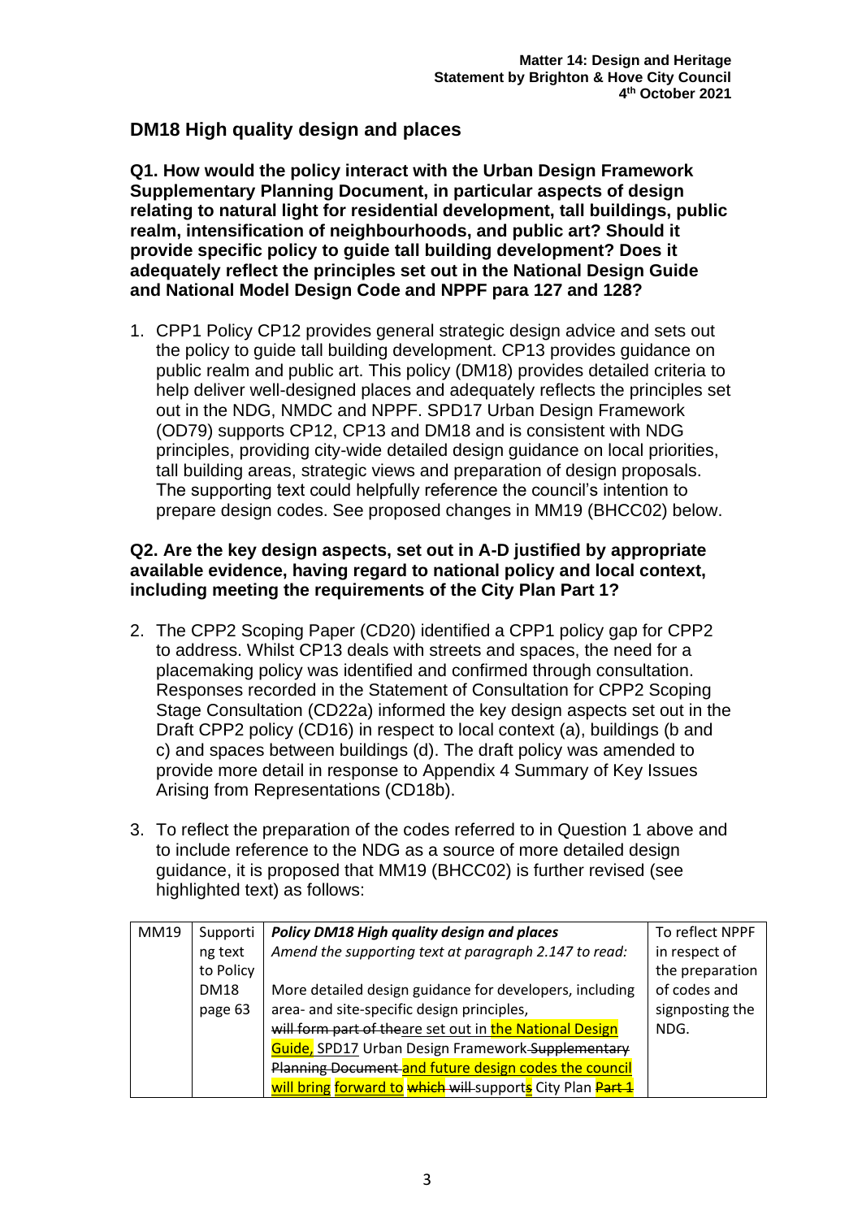## DM18 High quality design and places

**Q1. How would the policy interact with the Urban Design Framework Supplementary Planning Document, in particular aspects of design relating to natural light for residential development, tall buildings, public realm, intensification of neighbourhoods, and public art? Should it provide specific policy to guide tall building development? Does it adequately reflect the principles set out in the National Design Guide and National Model Design Code and NPPF para 127 and 128?**

1. CPP1 Policy CP12 provides general strategic design advice and sets out the policy to guide tall building development. CP13 provides guidance on public realm and public art. This policy (DM18) provides detailed criteria to help deliver well-designed places and adequately reflects the principles set out in the NDG, NMDC and NPPF. SPD17 Urban Design Framework (OD79) supports CP12, CP13 and DM18 and is consistent with NDG principles, providing city-wide detailed design guidance on local priorities, tall building areas, strategic views and preparation of design proposals. The supporting text could helpfully reference the council's intention to prepare design codes. See proposed changes in MM19 (BHCC02) below.

**Q2. Are the key design aspects, set out in A-D justified by appropriate available evidence, having regard to national policy and local context, including meeting the requirements of the City Plan Part 1?**

2. The CPP2 Scoping Paper (CD20) identified a CPP1 policy gap for CPP2 to address. Whilst CP13 deals with streets and spaces, the need for a placemaking policy was identified and confirmed through consultation. Responses recorded in the Statement of Consultation for CPP2 Scoping Stage Consultation (CD22a) informed the key design aspects set out in the Draft CPP2 policy (CD16) in respect to local context (a), buildings (b and c) and spaces between buildings (d). The draft policy was amended to provide more detail in response to Appendix 4 Summary of Key Issues Arising from Representations (CD18b).

3. To reflect the preparation of the codes referred to in Question 1 above and to include reference to the NDG as a source of more detailed design guidance, it is proposed that MM19 (BHCC02) is further revised (see highlighted text) as follows:

| MM19 | Supporting text to Policy DM18 page 63 | ***Policy DM18 High quality design and places*** <br> *Amend the supporting text at paragraph 2.147 to read:* <br><br> More detailed design guidance for developers, including area- and site-specific design principles, ~~will form part of the~~are set out in the National Design Guide, SPD17 Urban Design Framework ~~Supplementary Planning Document~~ and future design codes the council will bring forward to ~~which will~~ supports City Plan ~~Part 1~~ | To reflect NPPF in respect of the preparation of codes and signposting the NDG. |
|---|---|---|---|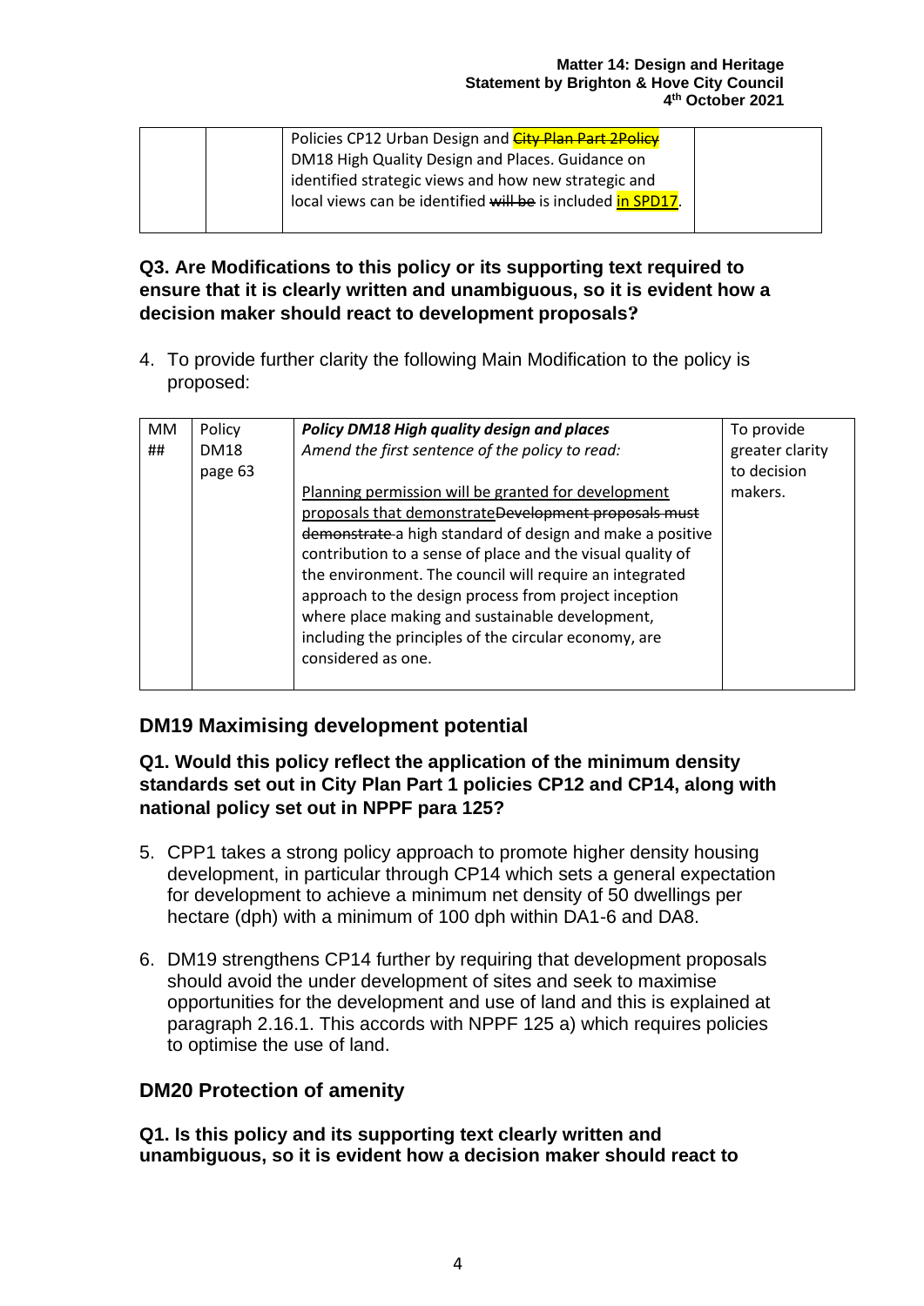| | | Policies CP12 Urban Design and ~~City Plan Part 2Policy~~ DM18 High Quality Design and Places. Guidance on identified strategic views and how new strategic and local views can be identified ~~will be~~ is included in SPD17. | |
|---|---|---|---|

**Q3. Are Modifications to this policy or its supporting text required to ensure that it is clearly written and unambiguous, so it is evident how a decision maker should react to development proposals?**

4. To provide further clarity the following Main Modification to the policy is proposed:

| MM ## | Policy DM18 page 63 | ***Policy DM18 High quality design and places***<br>*Amend the first sentence of the policy to read:*<br><br><ins>Planning permission will be granted for development proposals that demonstrate</ins>~~Development proposals must demonstrate~~ a high standard of design and make a positive contribution to a sense of place and the visual quality of the environment. The council will require an integrated approach to the design process from project inception where place making and sustainable development, including the principles of the circular economy, are considered as one. | To provide greater clarity to decision makers. |
|---|---|---|---|

## DM19 Maximising development potential

**Q1. Would this policy reflect the application of the minimum density standards set out in City Plan Part 1 policies CP12 and CP14, along with national policy set out in NPPF para 125?**

5. CPP1 takes a strong policy approach to promote higher density housing development, in particular through CP14 which sets a general expectation for development to achieve a minimum net density of 50 dwellings per hectare (dph) with a minimum of 100 dph within DA1-6 and DA8.

6. DM19 strengthens CP14 further by requiring that development proposals should avoid the under development of sites and seek to maximise opportunities for the development and use of land and this is explained at paragraph 2.16.1. This accords with NPPF 125 a) which requires policies to optimise the use of land.

## DM20 Protection of amenity

**Q1. Is this policy and its supporting text clearly written and unambiguous, so it is evident how a decision maker should react to**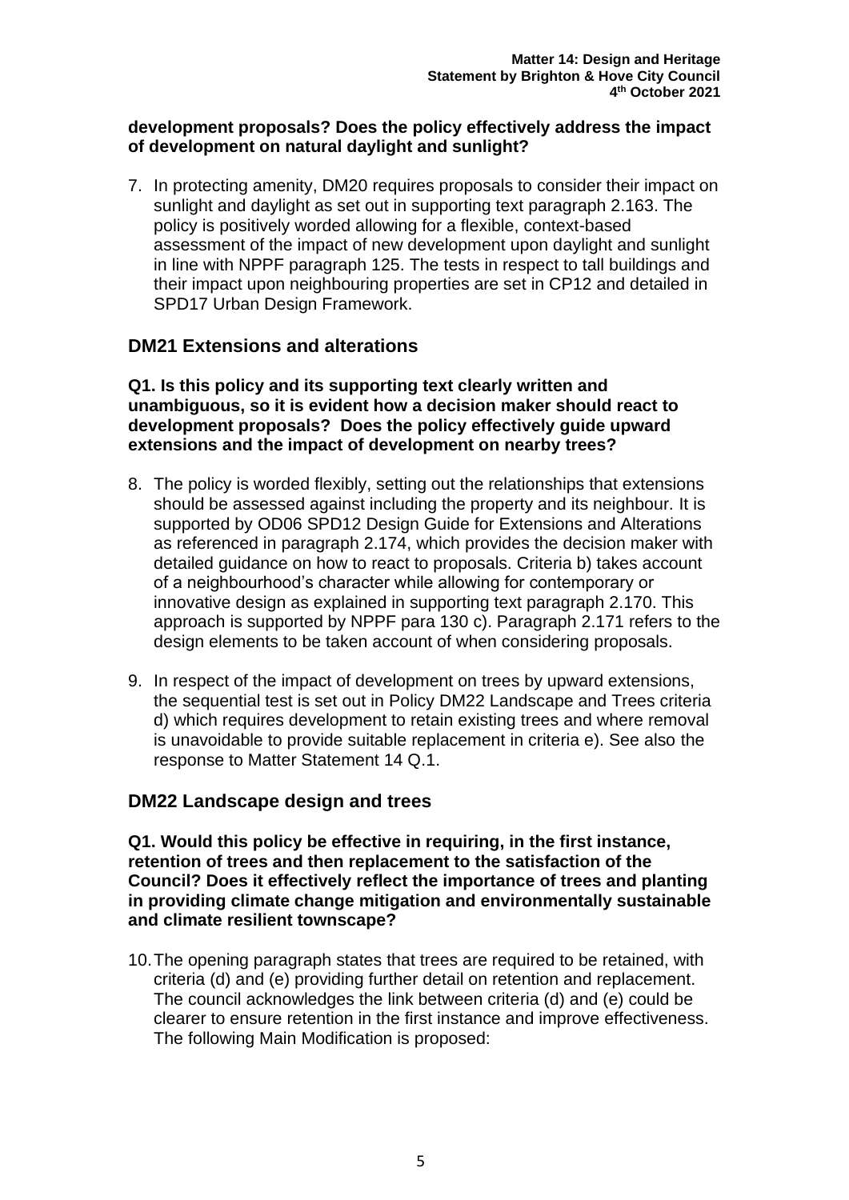**development proposals? Does the policy effectively address the impact of development on natural daylight and sunlight?**

7. In protecting amenity, DM20 requires proposals to consider their impact on sunlight and daylight as set out in supporting text paragraph 2.163. The policy is positively worded allowing for a flexible, context-based assessment of the impact of new development upon daylight and sunlight in line with NPPF paragraph 125. The tests in respect to tall buildings and their impact upon neighbouring properties are set in CP12 and detailed in SPD17 Urban Design Framework.

## DM21 Extensions and alterations

**Q1. Is this policy and its supporting text clearly written and unambiguous, so it is evident how a decision maker should react to development proposals? Does the policy effectively guide upward extensions and the impact of development on nearby trees?**

8. The policy is worded flexibly, setting out the relationships that extensions should be assessed against including the property and its neighbour. It is supported by OD06 SPD12 Design Guide for Extensions and Alterations as referenced in paragraph 2.174, which provides the decision maker with detailed guidance on how to react to proposals. Criteria b) takes account of a neighbourhood's character while allowing for contemporary or innovative design as explained in supporting text paragraph 2.170. This approach is supported by NPPF para 130 c). Paragraph 2.171 refers to the design elements to be taken account of when considering proposals.

9. In respect of the impact of development on trees by upward extensions, the sequential test is set out in Policy DM22 Landscape and Trees criteria d) which requires development to retain existing trees and where removal is unavoidable to provide suitable replacement in criteria e). See also the response to Matter Statement 14 Q.1.

## DM22 Landscape design and trees

**Q1. Would this policy be effective in requiring, in the first instance, retention of trees and then replacement to the satisfaction of the Council? Does it effectively reflect the importance of trees and planting in providing climate change mitigation and environmentally sustainable and climate resilient townscape?**

10. The opening paragraph states that trees are required to be retained, with criteria (d) and (e) providing further detail on retention and replacement. The council acknowledges the link between criteria (d) and (e) could be clearer to ensure retention in the first instance and improve effectiveness. The following Main Modification is proposed: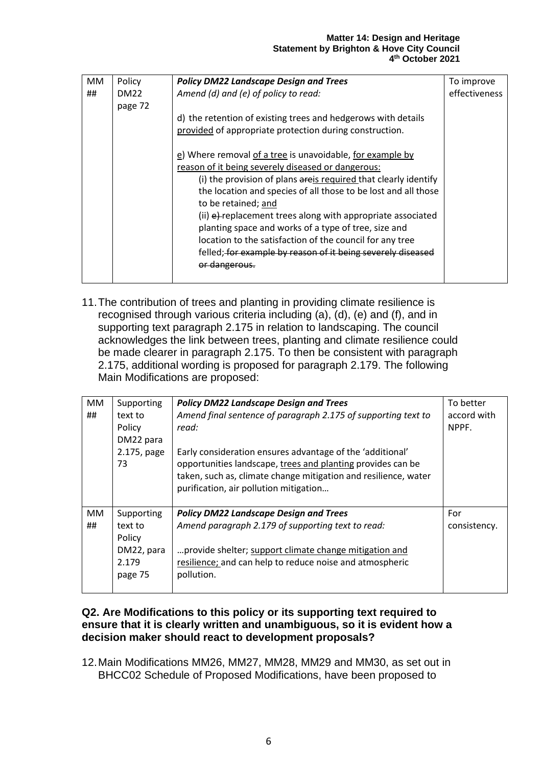| MM ## | Policy DM22 page 72 | ***Policy DM22 Landscape Design and Trees***<br>*Amend (d) and (e) of policy to read:*<br><br>d) the retention of existing trees and hedgerows with details provided of appropriate protection during construction.<br><br>e) Where removal of a tree is unavoidable, for example by reason of it being severely diseased or dangerous:<br>(i) the provision of plans ~~are~~is required that clearly identify the location and species of all those to be lost and all those to be retained; and<br>(ii) ~~e)~~ replacement trees along with appropriate associated planting space and works of a type of tree, size and location to the satisfaction of the council for any tree felled~~; for example by reason of it being severely diseased or dangerous.~~ | To improve effectiveness |
|---|---|---|---|

11. The contribution of trees and planting in providing climate resilience is recognised through various criteria including (a), (d), (e) and (f), and in supporting text paragraph 2.175 in relation to landscaping. The council acknowledges the link between trees, planting and climate resilience could be made clearer in paragraph 2.175. To then be consistent with paragraph 2.175, additional wording is proposed for paragraph 2.179. The following Main Modifications are proposed:

| MM ## | Supporting text to Policy DM22 para 2.175, page 73 | ***Policy DM22 Landscape Design and Trees***<br>*Amend final sentence of paragraph 2.175 of supporting text to read:*<br><br>Early consideration ensures advantage of the 'additional' opportunities landscape, trees and planting provides can be taken, such as, climate change mitigation and resilience, water purification, air pollution mitigation… | To better accord with NPPF. |
|---|---|---|---|
| MM ## | Supporting text to Policy DM22, para 2.179 page 75 | ***Policy DM22 Landscape Design and Trees***<br>*Amend paragraph 2.179 of supporting text to read:*<br><br>…provide shelter; support climate change mitigation and resilience; and can help to reduce noise and atmospheric pollution. | For consistency. |

**Q2. Are Modifications to this policy or its supporting text required to ensure that it is clearly written and unambiguous, so it is evident how a decision maker should react to development proposals?**

12. Main Modifications MM26, MM27, MM28, MM29 and MM30, as set out in BHCC02 Schedule of Proposed Modifications, have been proposed to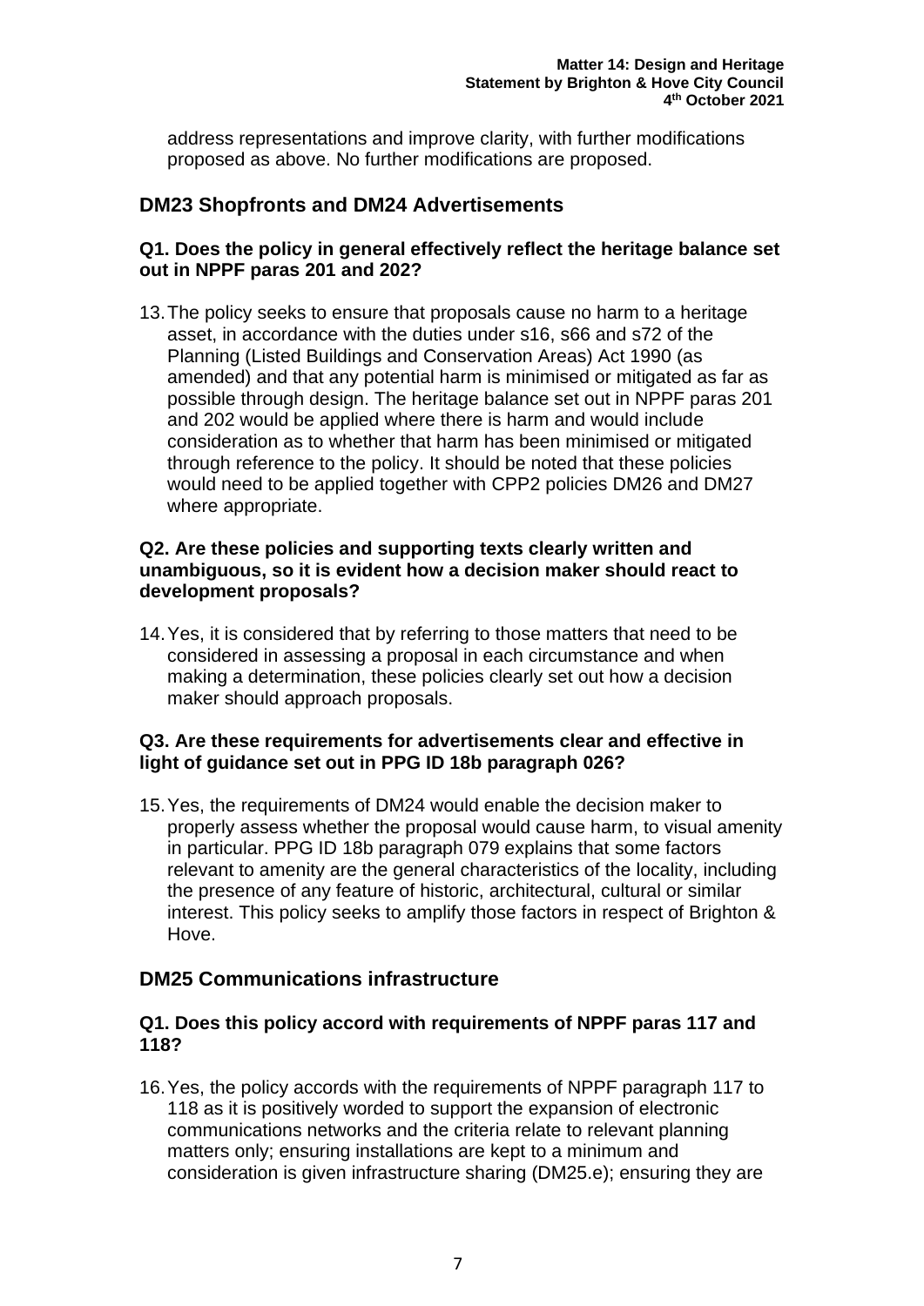address representations and improve clarity, with further modifications proposed as above. No further modifications are proposed.

## DM23 Shopfronts and DM24 Advertisements

### Q1. Does the policy in general effectively reflect the heritage balance set out in NPPF paras 201 and 202?

13. The policy seeks to ensure that proposals cause no harm to a heritage asset, in accordance with the duties under s16, s66 and s72 of the Planning (Listed Buildings and Conservation Areas) Act 1990 (as amended) and that any potential harm is minimised or mitigated as far as possible through design. The heritage balance set out in NPPF paras 201 and 202 would be applied where there is harm and would include consideration as to whether that harm has been minimised or mitigated through reference to the policy. It should be noted that these policies would need to be applied together with CPP2 policies DM26 and DM27 where appropriate.

### Q2. Are these policies and supporting texts clearly written and unambiguous, so it is evident how a decision maker should react to development proposals?

14. Yes, it is considered that by referring to those matters that need to be considered in assessing a proposal in each circumstance and when making a determination, these policies clearly set out how a decision maker should approach proposals.

### Q3. Are these requirements for advertisements clear and effective in light of guidance set out in PPG ID 18b paragraph 026?

15. Yes, the requirements of DM24 would enable the decision maker to properly assess whether the proposal would cause harm, to visual amenity in particular. PPG ID 18b paragraph 079 explains that some factors relevant to amenity are the general characteristics of the locality, including the presence of any feature of historic, architectural, cultural or similar interest. This policy seeks to amplify those factors in respect of Brighton & Hove.

## DM25 Communications infrastructure

### Q1. Does this policy accord with requirements of NPPF paras 117 and 118?

16. Yes, the policy accords with the requirements of NPPF paragraph 117 to 118 as it is positively worded to support the expansion of electronic communications networks and the criteria relate to relevant planning matters only; ensuring installations are kept to a minimum and consideration is given infrastructure sharing (DM25.e); ensuring they are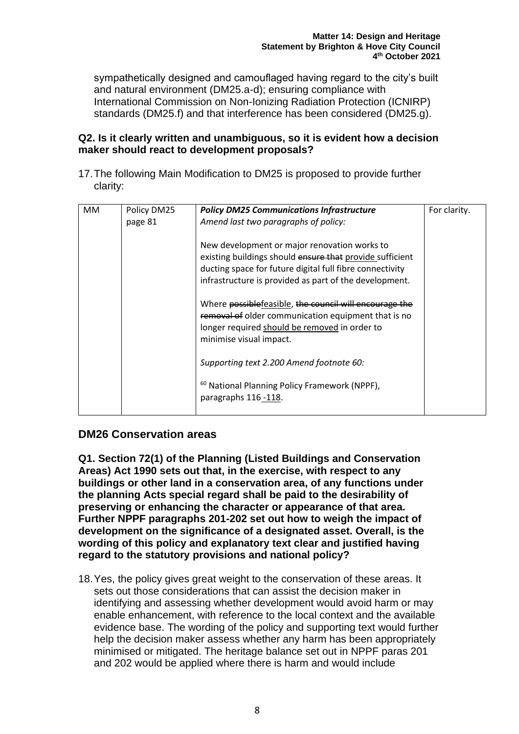sympathetically designed and camouflaged having regard to the city's built and natural environment (DM25.a-d); ensuring compliance with International Commission on Non-Ionizing Radiation Protection (ICNIRP) standards (DM25.f) and that interference has been considered (DM25.g).

**Q2. Is it clearly written and unambiguous, so it is evident how a decision maker should react to development proposals?**

17. The following Main Modification to DM25 is proposed to provide further clarity:

| MM | Policy DM25 page 81 | ***Policy DM25 Communications Infrastructure***<br>*Amend last two paragraphs of policy:*<br><br>New development or major renovation works to existing buildings should ~~ensure that~~ <u>provide</u> sufficient ducting space for future digital full fibre connectivity infrastructure is provided as part of the development.<br><br>Where ~~possible~~<u>feasible</u>, ~~the council will encourage the removal of~~ older communication equipment that is no longer required <u>should be removed</u> in order to minimise visual impact.<br><br>*Supporting text 2.200 Amend footnote 60:*<br><br>[60] National Planning Policy Framework (NPPF), paragraphs 116 <u>-118</u>. | For clarity. |
|---|---|---|---|

## DM26 Conservation areas

**Q1. Section 72(1) of the Planning (Listed Buildings and Conservation Areas) Act 1990 sets out that, in the exercise, with respect to any buildings or other land in a conservation area, of any functions under the planning Acts special regard shall be paid to the desirability of preserving or enhancing the character or appearance of that area. Further NPPF paragraphs 201-202 set out how to weigh the impact of development on the significance of a designated asset. Overall, is the wording of this policy and explanatory text clear and justified having regard to the statutory provisions and national policy?**

18. Yes, the policy gives great weight to the conservation of these areas. It sets out those considerations that can assist the decision maker in identifying and assessing whether development would avoid harm or may enable enhancement, with reference to the local context and the available evidence base. The wording of the policy and supporting text would further help the decision maker assess whether any harm has been appropriately minimised or mitigated. The heritage balance set out in NPPF paras 201 and 202 would be applied where there is harm and would include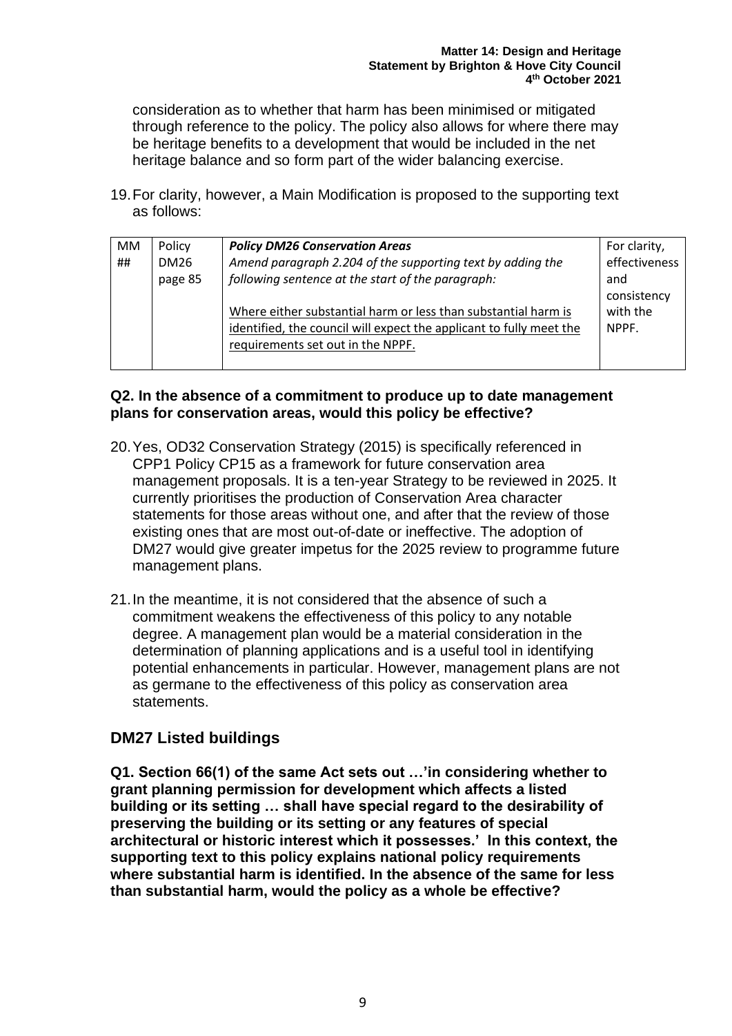consideration as to whether that harm has been minimised or mitigated through reference to the policy. The policy also allows for where there may be heritage benefits to a development that would be included in the net heritage balance and so form part of the wider balancing exercise.

19. For clarity, however, a Main Modification is proposed to the supporting text as follows:

| MM ## | Policy DM26 page 85 | ***Policy DM26 Conservation Areas***<br>*Amend paragraph 2.204 of the supporting text by adding the following sentence at the start of the paragraph:*<br><br><u>Where either substantial harm or less than substantial harm is identified, the council will expect the applicant to fully meet the requirements set out in the NPPF.</u> | For clarity, effectiveness and consistency with the NPPF. |
|---|---|---|---|

**Q2. In the absence of a commitment to produce up to date management plans for conservation areas, would this policy be effective?**

20. Yes, OD32 Conservation Strategy (2015) is specifically referenced in CPP1 Policy CP15 as a framework for future conservation area management proposals. It is a ten-year Strategy to be reviewed in 2025. It currently prioritises the production of Conservation Area character statements for those areas without one, and after that the review of those existing ones that are most out-of-date or ineffective. The adoption of DM27 would give greater impetus for the 2025 review to programme future management plans.

21. In the meantime, it is not considered that the absence of such a commitment weakens the effectiveness of this policy to any notable degree. A management plan would be a material consideration in the determination of planning applications and is a useful tool in identifying potential enhancements in particular. However, management plans are not as germane to the effectiveness of this policy as conservation area statements.

## DM27 Listed buildings

**Q1. Section 66(1) of the same Act sets out …'in considering whether to grant planning permission for development which affects a listed building or its setting … shall have special regard to the desirability of preserving the building or its setting or any features of special architectural or historic interest which it possesses.' In this context, the supporting text to this policy explains national policy requirements where substantial harm is identified. In the absence of the same for less than substantial harm, would the policy as a whole be effective?**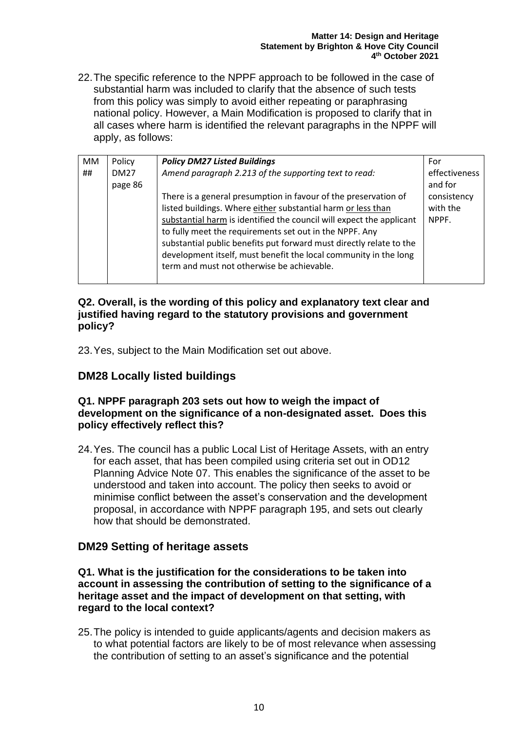22. The specific reference to the NPPF approach to be followed in the case of substantial harm was included to clarify that the absence of such tests from this policy was simply to avoid either repeating or paraphrasing national policy. However, a Main Modification is proposed to clarify that in all cases where harm is identified the relevant paragraphs in the NPPF will apply, as follows:

| MM ## | Policy DM27 page 86 | ***Policy DM27 Listed Buildings***<br>*Amend paragraph 2.213 of the supporting text to read:*<br><br>There is a general presumption in favour of the preservation of listed buildings. Where <u>either</u> substantial harm <u>or less than substantial harm</u> is identified the council will expect the applicant to fully meet the requirements set out in the NPPF. Any substantial public benefits put forward must directly relate to the development itself, must benefit the local community in the long term and must not otherwise be achievable. | For effectiveness and for consistency with the NPPF. |
|---|---|---|---|

**Q2. Overall, is the wording of this policy and explanatory text clear and justified having regard to the statutory provisions and government policy?**

23. Yes, subject to the Main Modification set out above.

## DM28 Locally listed buildings

**Q1. NPPF paragraph 203 sets out how to weigh the impact of development on the significance of a non-designated asset. Does this policy effectively reflect this?**

24. Yes. The council has a public Local List of Heritage Assets, with an entry for each asset, that has been compiled using criteria set out in OD12 Planning Advice Note 07. This enables the significance of the asset to be understood and taken into account. The policy then seeks to avoid or minimise conflict between the asset's conservation and the development proposal, in accordance with NPPF paragraph 195, and sets out clearly how that should be demonstrated.

## DM29 Setting of heritage assets

**Q1. What is the justification for the considerations to be taken into account in assessing the contribution of setting to the significance of a heritage asset and the impact of development on that setting, with regard to the local context?**

25. The policy is intended to guide applicants/agents and decision makers as to what potential factors are likely to be of most relevance when assessing the contribution of setting to an asset's significance and the potential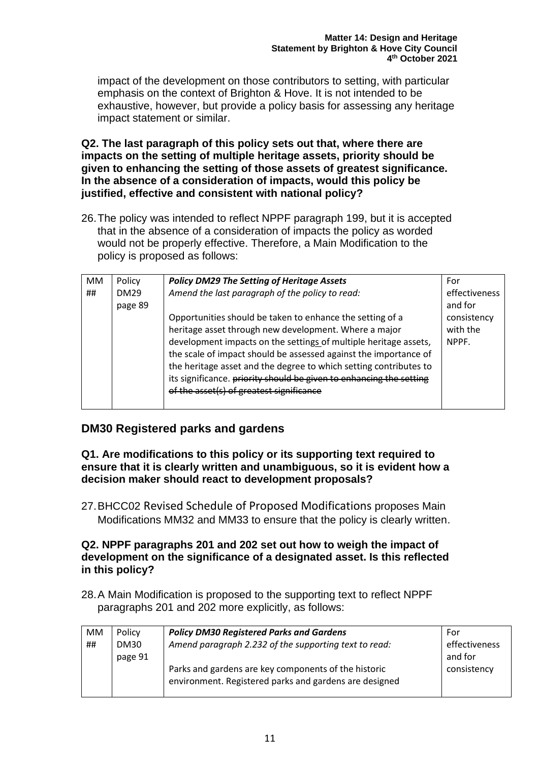impact of the development on those contributors to setting, with particular emphasis on the context of Brighton & Hove. It is not intended to be exhaustive, however, but provide a policy basis for assessing any heritage impact statement or similar.

**Q2. The last paragraph of this policy sets out that, where there are impacts on the setting of multiple heritage assets, priority should be given to enhancing the setting of those assets of greatest significance. In the absence of a consideration of impacts, would this policy be justified, effective and consistent with national policy?**

26. The policy was intended to reflect NPPF paragraph 199, but it is accepted that in the absence of a consideration of impacts the policy as worded would not be properly effective. Therefore, a Main Modification to the policy is proposed as follows:

| MM ## | Policy DM29 page 89 | ***Policy DM29 The Setting of Heritage Assets***<br>*Amend the last paragraph of the policy to read:*<br><br>Opportunities should be taken to enhance the setting of a heritage asset through new development. Where a major development impacts on the settings of multiple heritage assets, the scale of impact should be assessed against the importance of the heritage asset and the degree to which setting contributes to its significance. ~~priority should be given to enhancing the setting of the asset(s) of greatest significance~~ | For effectiveness and for consistency with the NPPF. |
|---|---|---|---|

## DM30 Registered parks and gardens

**Q1. Are modifications to this policy or its supporting text required to ensure that it is clearly written and unambiguous, so it is evident how a decision maker should react to development proposals?**

27. BHCC02 Revised Schedule of Proposed Modifications proposes Main Modifications MM32 and MM33 to ensure that the policy is clearly written.

**Q2. NPPF paragraphs 201 and 202 set out how to weigh the impact of development on the significance of a designated asset. Is this reflected in this policy?**

28. A Main Modification is proposed to the supporting text to reflect NPPF paragraphs 201 and 202 more explicitly, as follows:

| MM ## | Policy DM30 page 91 | ***Policy DM30 Registered Parks and Gardens***<br>*Amend paragraph 2.232 of the supporting text to read:*<br><br>Parks and gardens are key components of the historic environment. Registered parks and gardens are designed | For effectiveness and for consistency |
|---|---|---|---|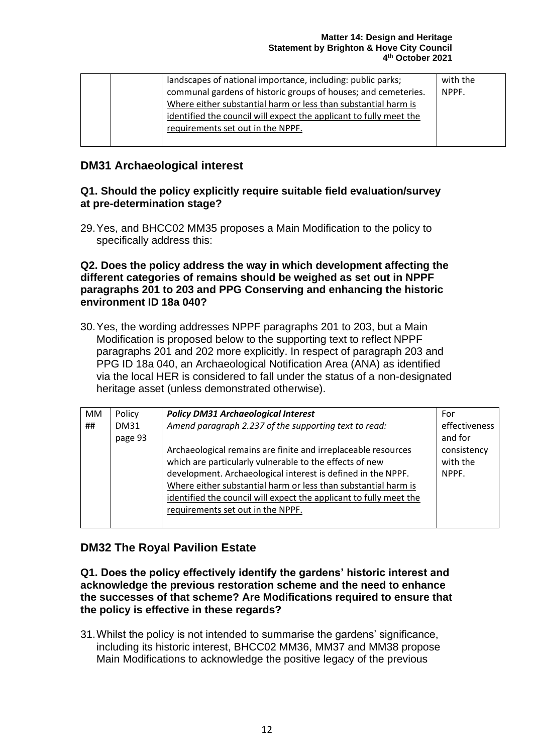| | | landscapes of national importance, including: public parks; communal gardens of historic groups of houses; and cemeteries. <u>Where either substantial harm or less than substantial harm is identified the council will expect the applicant to fully meet the requirements set out in the NPPF.</u> | with the NPPF. |
|---|---|---|---|

## DM31 Archaeological interest

**Q1. Should the policy explicitly require suitable field evaluation/survey at pre-determination stage?**

29. Yes, and BHCC02 MM35 proposes a Main Modification to the policy to specifically address this:

**Q2. Does the policy address the way in which development affecting the different categories of remains should be weighed as set out in NPPF paragraphs 201 to 203 and PPG Conserving and enhancing the historic environment ID 18a 040?**

30. Yes, the wording addresses NPPF paragraphs 201 to 203, but a Main Modification is proposed below to the supporting text to reflect NPPF paragraphs 201 and 202 more explicitly. In respect of paragraph 203 and PPG ID 18a 040, an Archaeological Notification Area (ANA) as identified via the local HER is considered to fall under the status of a non-designated heritage asset (unless demonstrated otherwise).

| MM ## | Policy DM31 page 93 | ***Policy DM31 Archaeological Interest***<br>*Amend paragraph 2.237 of the supporting text to read:*<br><br>Archaeological remains are finite and irreplaceable resources which are particularly vulnerable to the effects of new development. Archaeological interest is defined in the NPPF. <u>Where either substantial harm or less than substantial harm is identified the council will expect the applicant to fully meet the requirements set out in the NPPF.</u> | For effectiveness and for consistency with the NPPF. |
|---|---|---|---|

## DM32 The Royal Pavilion Estate

**Q1. Does the policy effectively identify the gardens' historic interest and acknowledge the previous restoration scheme and the need to enhance the successes of that scheme? Are Modifications required to ensure that the policy is effective in these regards?**

31. Whilst the policy is not intended to summarise the gardens' significance, including its historic interest, BHCC02 MM36, MM37 and MM38 propose Main Modifications to acknowledge the positive legacy of the previous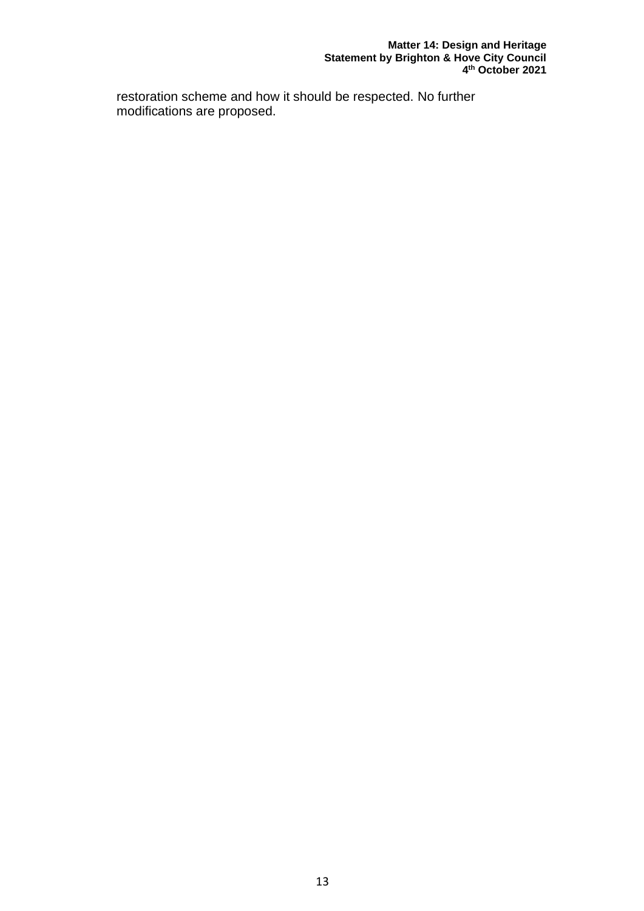restoration scheme and how it should be respected. No further modifications are proposed.